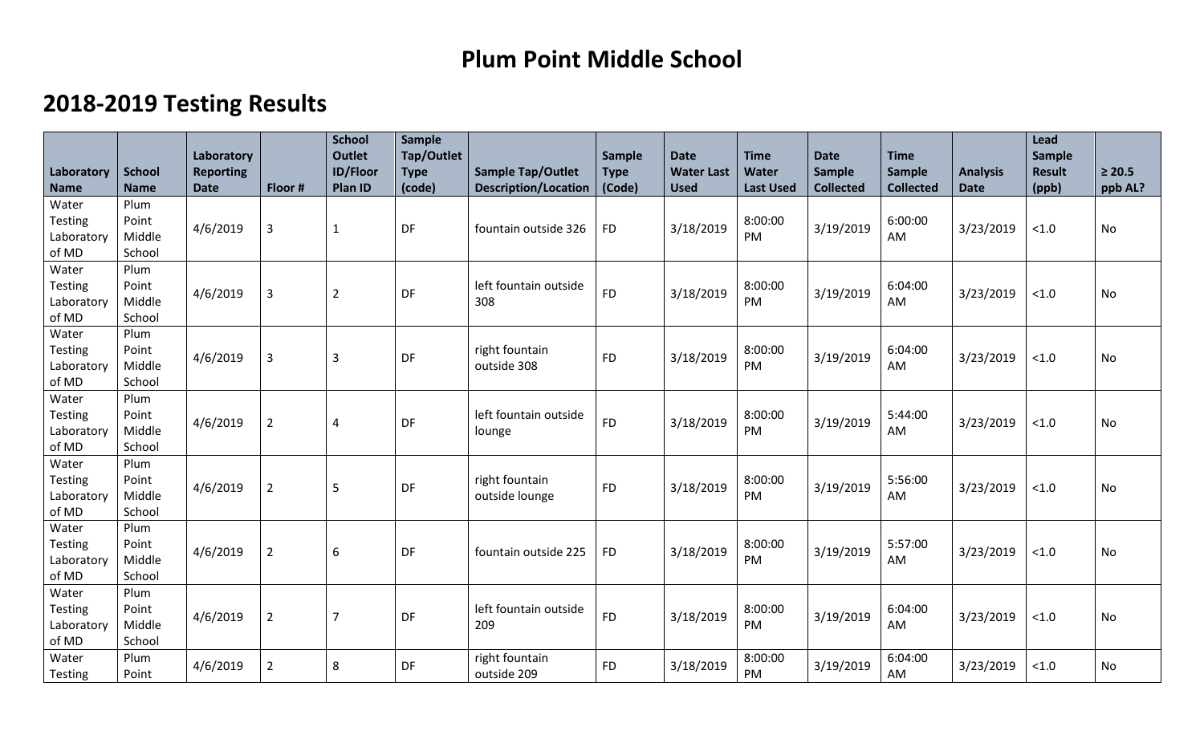# Plum Point Middle School

## 2018-2019 Testing Results

| Laboratory Name | School Name | Laboratory Reporting Date | Floor # | School Outlet ID/Floor Plan ID | Sample Tap/Outlet Type (code) | Sample Tap/Outlet Description/Location | Sample Type (Code) | Date Water Last Used | Time Water Last Used | Date Sample Collected | Time Sample Collected | Analysis Date | Lead Sample Result (ppb) | ≥ 20.5 ppb AL? |
|---|---|---|---|---|---|---|---|---|---|---|---|---|---|---|
| Water Testing Laboratory of MD | Plum Point Middle School | 4/6/2019 | 3 | 1 | DF | fountain outside 326 | FD | 3/18/2019 | 8:00:00 PM | 3/19/2019 | 6:00:00 AM | 3/23/2019 | <1.0 | No |
| Water Testing Laboratory of MD | Plum Point Middle School | 4/6/2019 | 3 | 2 | DF | left fountain outside 308 | FD | 3/18/2019 | 8:00:00 PM | 3/19/2019 | 6:04:00 AM | 3/23/2019 | <1.0 | No |
| Water Testing Laboratory of MD | Plum Point Middle School | 4/6/2019 | 3 | 3 | DF | right fountain outside 308 | FD | 3/18/2019 | 8:00:00 PM | 3/19/2019 | 6:04:00 AM | 3/23/2019 | <1.0 | No |
| Water Testing Laboratory of MD | Plum Point Middle School | 4/6/2019 | 2 | 4 | DF | left fountain outside lounge | FD | 3/18/2019 | 8:00:00 PM | 3/19/2019 | 5:44:00 AM | 3/23/2019 | <1.0 | No |
| Water Testing Laboratory of MD | Plum Point Middle School | 4/6/2019 | 2 | 5 | DF | right fountain outside lounge | FD | 3/18/2019 | 8:00:00 PM | 3/19/2019 | 5:56:00 AM | 3/23/2019 | <1.0 | No |
| Water Testing Laboratory of MD | Plum Point Middle School | 4/6/2019 | 2 | 6 | DF | fountain outside 225 | FD | 3/18/2019 | 8:00:00 PM | 3/19/2019 | 5:57:00 AM | 3/23/2019 | <1.0 | No |
| Water Testing Laboratory of MD | Plum Point Middle School | 4/6/2019 | 2 | 7 | DF | left fountain outside 209 | FD | 3/18/2019 | 8:00:00 PM | 3/19/2019 | 6:04:00 AM | 3/23/2019 | <1.0 | No |
| Water Testing | Plum Point | 4/6/2019 | 2 | 8 | DF | right fountain outside 209 | FD | 3/18/2019 | 8:00:00 PM | 3/19/2019 | 6:04:00 AM | 3/23/2019 | <1.0 | No |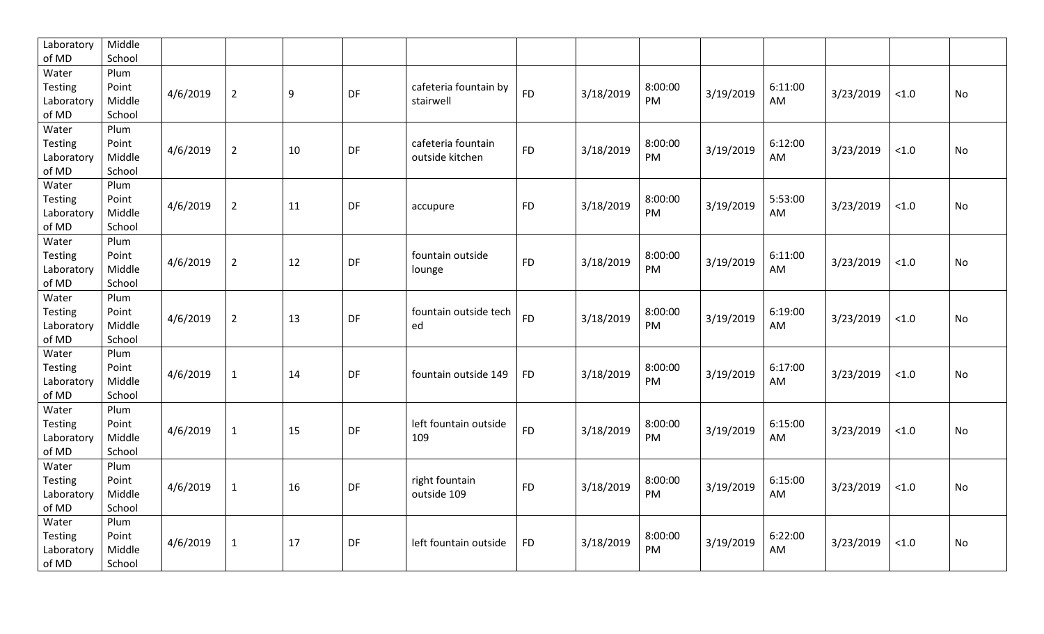| | | | | | | | | | | | | | | |
|---|---|---|---|---|---|---|---|---|---|---|---|---|---|---|
| Laboratory of MD | Middle School | | | | | | | | | | | | | |
| Water Testing Laboratory of MD | Plum Point Middle School | 4/6/2019 | 2 | 9 | DF | cafeteria fountain by stairwell | FD | 3/18/2019 | 8:00:00 PM | 3/19/2019 | 6:11:00 AM | 3/23/2019 | <1.0 | No |
| Water Testing Laboratory of MD | Plum Point Middle School | 4/6/2019 | 2 | 10 | DF | cafeteria fountain outside kitchen | FD | 3/18/2019 | 8:00:00 PM | 3/19/2019 | 6:12:00 AM | 3/23/2019 | <1.0 | No |
| Water Testing Laboratory of MD | Plum Point Middle School | 4/6/2019 | 2 | 11 | DF | accupure | FD | 3/18/2019 | 8:00:00 PM | 3/19/2019 | 5:53:00 AM | 3/23/2019 | <1.0 | No |
| Water Testing Laboratory of MD | Plum Point Middle School | 4/6/2019 | 2 | 12 | DF | fountain outside lounge | FD | 3/18/2019 | 8:00:00 PM | 3/19/2019 | 6:11:00 AM | 3/23/2019 | <1.0 | No |
| Water Testing Laboratory of MD | Plum Point Middle School | 4/6/2019 | 2 | 13 | DF | fountain outside tech ed | FD | 3/18/2019 | 8:00:00 PM | 3/19/2019 | 6:19:00 AM | 3/23/2019 | <1.0 | No |
| Water Testing Laboratory of MD | Plum Point Middle School | 4/6/2019 | 1 | 14 | DF | fountain outside 149 | FD | 3/18/2019 | 8:00:00 PM | 3/19/2019 | 6:17:00 AM | 3/23/2019 | <1.0 | No |
| Water Testing Laboratory of MD | Plum Point Middle School | 4/6/2019 | 1 | 15 | DF | left fountain outside 109 | FD | 3/18/2019 | 8:00:00 PM | 3/19/2019 | 6:15:00 AM | 3/23/2019 | <1.0 | No |
| Water Testing Laboratory of MD | Plum Point Middle School | 4/6/2019 | 1 | 16 | DF | right fountain outside 109 | FD | 3/18/2019 | 8:00:00 PM | 3/19/2019 | 6:15:00 AM | 3/23/2019 | <1.0 | No |
| Water Testing Laboratory of MD | Plum Point Middle School | 4/6/2019 | 1 | 17 | DF | left fountain outside | FD | 3/18/2019 | 8:00:00 PM | 3/19/2019 | 6:22:00 AM | 3/23/2019 | <1.0 | No |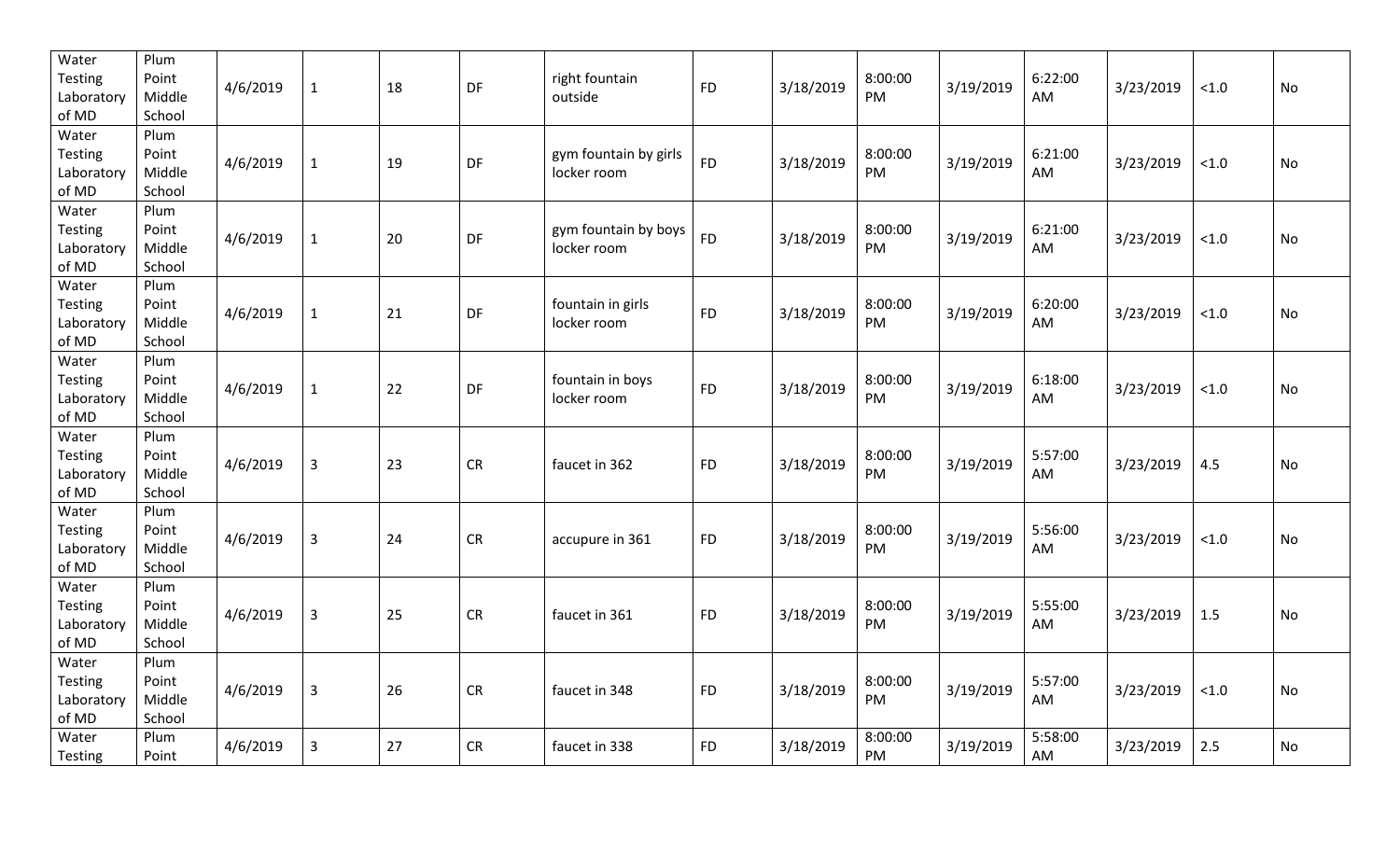| Water Testing Laboratory of MD | Plum Point Middle School | 4/6/2019 | 1 | 18 | DF | right fountain outside | FD | 3/18/2019 | 8:00:00 PM | 3/19/2019 | 6:22:00 AM | 3/23/2019 | <1.0 | No |
|---|---|---|---|---|---|---|---|---|---|---|---|---|---|---|
| Water Testing Laboratory of MD | Plum Point Middle School | 4/6/2019 | 1 | 19 | DF | gym fountain by girls locker room | FD | 3/18/2019 | 8:00:00 PM | 3/19/2019 | 6:21:00 AM | 3/23/2019 | <1.0 | No |
| Water Testing Laboratory of MD | Plum Point Middle School | 4/6/2019 | 1 | 20 | DF | gym fountain by boys locker room | FD | 3/18/2019 | 8:00:00 PM | 3/19/2019 | 6:21:00 AM | 3/23/2019 | <1.0 | No |
| Water Testing Laboratory of MD | Plum Point Middle School | 4/6/2019 | 1 | 21 | DF | fountain in girls locker room | FD | 3/18/2019 | 8:00:00 PM | 3/19/2019 | 6:20:00 AM | 3/23/2019 | <1.0 | No |
| Water Testing Laboratory of MD | Plum Point Middle School | 4/6/2019 | 1 | 22 | DF | fountain in boys locker room | FD | 3/18/2019 | 8:00:00 PM | 3/19/2019 | 6:18:00 AM | 3/23/2019 | <1.0 | No |
| Water Testing Laboratory of MD | Plum Point Middle School | 4/6/2019 | 3 | 23 | CR | faucet in 362 | FD | 3/18/2019 | 8:00:00 PM | 3/19/2019 | 5:57:00 AM | 3/23/2019 | 4.5 | No |
| Water Testing Laboratory of MD | Plum Point Middle School | 4/6/2019 | 3 | 24 | CR | accupure in 361 | FD | 3/18/2019 | 8:00:00 PM | 3/19/2019 | 5:56:00 AM | 3/23/2019 | <1.0 | No |
| Water Testing Laboratory of MD | Plum Point Middle School | 4/6/2019 | 3 | 25 | CR | faucet in 361 | FD | 3/18/2019 | 8:00:00 PM | 3/19/2019 | 5:55:00 AM | 3/23/2019 | 1.5 | No |
| Water Testing Laboratory of MD | Plum Point Middle School | 4/6/2019 | 3 | 26 | CR | faucet in 348 | FD | 3/18/2019 | 8:00:00 PM | 3/19/2019 | 5:57:00 AM | 3/23/2019 | <1.0 | No |
| Water Testing | Plum Point | 4/6/2019 | 3 | 27 | CR | faucet in 338 | FD | 3/18/2019 | 8:00:00 PM | 3/19/2019 | 5:58:00 AM | 3/23/2019 | 2.5 | No |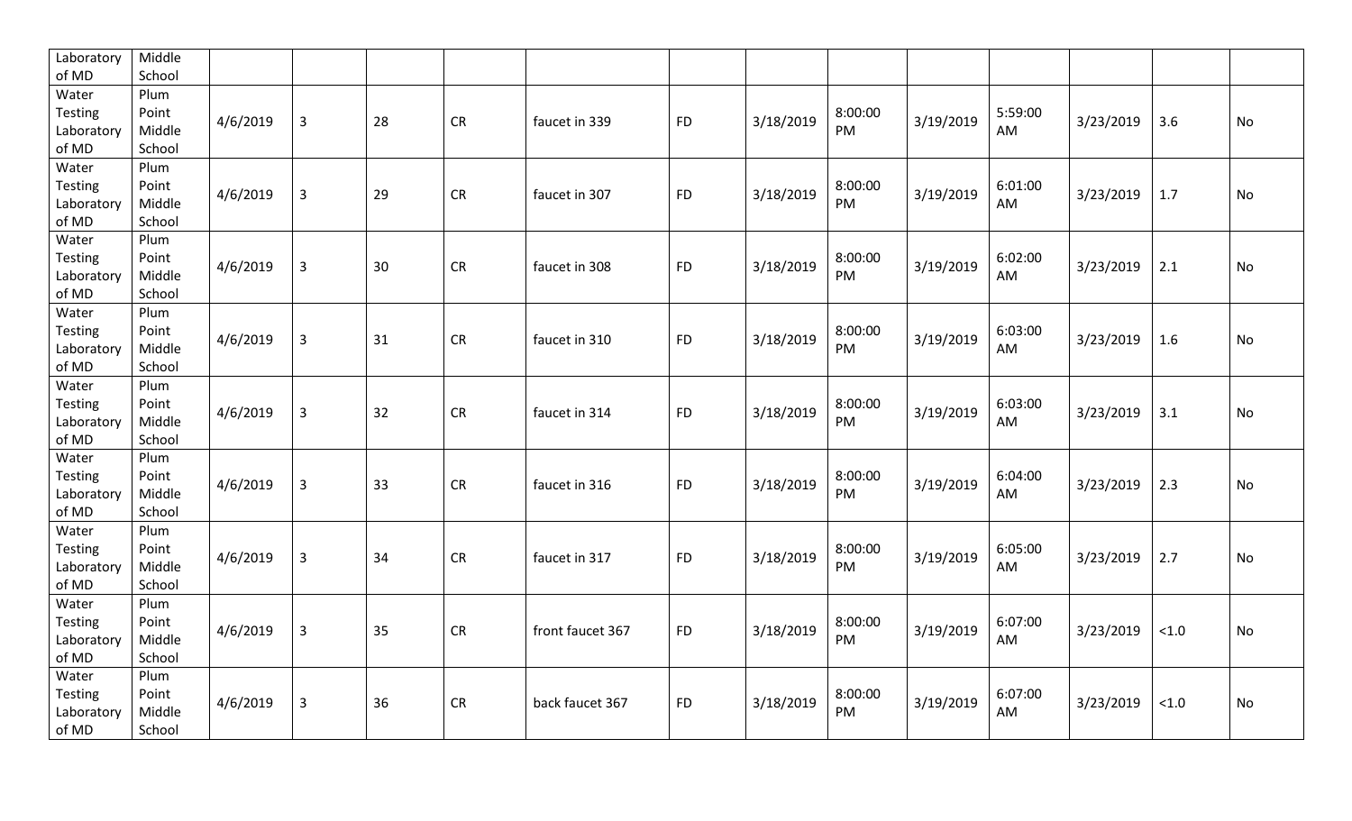| | | | | | | | | | | | | | | |
|---|---|---|---|---|---|---|---|---|---|---|---|---|---|---|
| Laboratory of MD | Middle School | | | | | | | | | | | | | |
| Water Testing Laboratory of MD | Plum Point Middle School | 4/6/2019 | 3 | 28 | CR | faucet in 339 | FD | 3/18/2019 | 8:00:00 PM | 3/19/2019 | 5:59:00 AM | 3/23/2019 | 3.6 | No |
| Water Testing Laboratory of MD | Plum Point Middle School | 4/6/2019 | 3 | 29 | CR | faucet in 307 | FD | 3/18/2019 | 8:00:00 PM | 3/19/2019 | 6:01:00 AM | 3/23/2019 | 1.7 | No |
| Water Testing Laboratory of MD | Plum Point Middle School | 4/6/2019 | 3 | 30 | CR | faucet in 308 | FD | 3/18/2019 | 8:00:00 PM | 3/19/2019 | 6:02:00 AM | 3/23/2019 | 2.1 | No |
| Water Testing Laboratory of MD | Plum Point Middle School | 4/6/2019 | 3 | 31 | CR | faucet in 310 | FD | 3/18/2019 | 8:00:00 PM | 3/19/2019 | 6:03:00 AM | 3/23/2019 | 1.6 | No |
| Water Testing Laboratory of MD | Plum Point Middle School | 4/6/2019 | 3 | 32 | CR | faucet in 314 | FD | 3/18/2019 | 8:00:00 PM | 3/19/2019 | 6:03:00 AM | 3/23/2019 | 3.1 | No |
| Water Testing Laboratory of MD | Plum Point Middle School | 4/6/2019 | 3 | 33 | CR | faucet in 316 | FD | 3/18/2019 | 8:00:00 PM | 3/19/2019 | 6:04:00 AM | 3/23/2019 | 2.3 | No |
| Water Testing Laboratory of MD | Plum Point Middle School | 4/6/2019 | 3 | 34 | CR | faucet in 317 | FD | 3/18/2019 | 8:00:00 PM | 3/19/2019 | 6:05:00 AM | 3/23/2019 | 2.7 | No |
| Water Testing Laboratory of MD | Plum Point Middle School | 4/6/2019 | 3 | 35 | CR | front faucet 367 | FD | 3/18/2019 | 8:00:00 PM | 3/19/2019 | 6:07:00 AM | 3/23/2019 | <1.0 | No |
| Water Testing Laboratory of MD | Plum Point Middle School | 4/6/2019 | 3 | 36 | CR | back faucet 367 | FD | 3/18/2019 | 8:00:00 PM | 3/19/2019 | 6:07:00 AM | 3/23/2019 | <1.0 | No |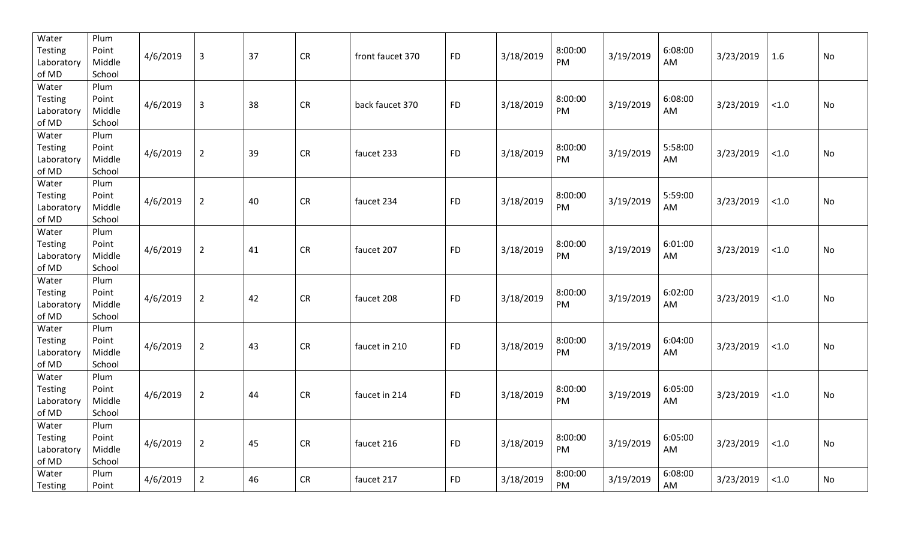| Water Testing Laboratory of MD | Plum Point Middle School | 4/6/2019 | 3 | 37 | CR | front faucet 370 | FD | 3/18/2019 | 8:00:00 PM | 3/19/2019 | 6:08:00 AM | 3/23/2019 | 1.6 | No |
|---|---|---|---|---|---|---|---|---|---|---|---|---|---|---|
| Water Testing Laboratory of MD | Plum Point Middle School | 4/6/2019 | 3 | 38 | CR | back faucet 370 | FD | 3/18/2019 | 8:00:00 PM | 3/19/2019 | 6:08:00 AM | 3/23/2019 | <1.0 | No |
| Water Testing Laboratory of MD | Plum Point Middle School | 4/6/2019 | 2 | 39 | CR | faucet 233 | FD | 3/18/2019 | 8:00:00 PM | 3/19/2019 | 5:58:00 AM | 3/23/2019 | <1.0 | No |
| Water Testing Laboratory of MD | Plum Point Middle School | 4/6/2019 | 2 | 40 | CR | faucet 234 | FD | 3/18/2019 | 8:00:00 PM | 3/19/2019 | 5:59:00 AM | 3/23/2019 | <1.0 | No |
| Water Testing Laboratory of MD | Plum Point Middle School | 4/6/2019 | 2 | 41 | CR | faucet 207 | FD | 3/18/2019 | 8:00:00 PM | 3/19/2019 | 6:01:00 AM | 3/23/2019 | <1.0 | No |
| Water Testing Laboratory of MD | Plum Point Middle School | 4/6/2019 | 2 | 42 | CR | faucet 208 | FD | 3/18/2019 | 8:00:00 PM | 3/19/2019 | 6:02:00 AM | 3/23/2019 | <1.0 | No |
| Water Testing Laboratory of MD | Plum Point Middle School | 4/6/2019 | 2 | 43 | CR | faucet in 210 | FD | 3/18/2019 | 8:00:00 PM | 3/19/2019 | 6:04:00 AM | 3/23/2019 | <1.0 | No |
| Water Testing Laboratory of MD | Plum Point Middle School | 4/6/2019 | 2 | 44 | CR | faucet in 214 | FD | 3/18/2019 | 8:00:00 PM | 3/19/2019 | 6:05:00 AM | 3/23/2019 | <1.0 | No |
| Water Testing Laboratory of MD | Plum Point Middle School | 4/6/2019 | 2 | 45 | CR | faucet 216 | FD | 3/18/2019 | 8:00:00 PM | 3/19/2019 | 6:05:00 AM | 3/23/2019 | <1.0 | No |
| Water Testing | Plum Point | 4/6/2019 | 2 | 46 | CR | faucet 217 | FD | 3/18/2019 | 8:00:00 PM | 3/19/2019 | 6:08:00 AM | 3/23/2019 | <1.0 | No |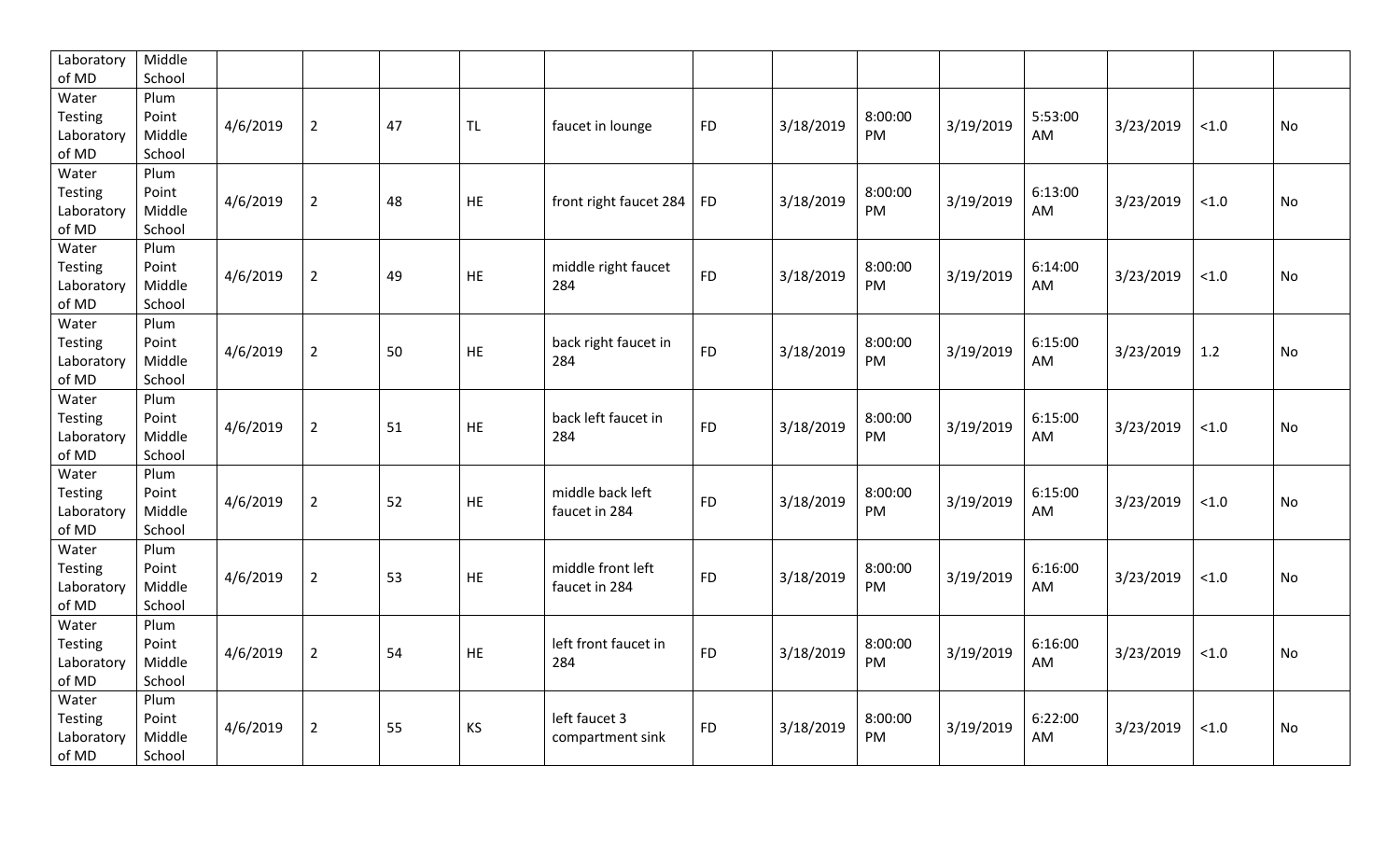| | | | | | | | | | | | | | | |
|---|---|---|---|---|---|---|---|---|---|---|---|---|---|---|
| Laboratory of MD | Middle School | | | | | | | | | | | | | |
| Water Testing Laboratory of MD | Plum Point Middle School | 4/6/2019 | 2 | 47 | TL | faucet in lounge | FD | 3/18/2019 | 8:00:00 PM | 3/19/2019 | 5:53:00 AM | 3/23/2019 | <1.0 | No |
| Water Testing Laboratory of MD | Plum Point Middle School | 4/6/2019 | 2 | 48 | HE | front right faucet 284 | FD | 3/18/2019 | 8:00:00 PM | 3/19/2019 | 6:13:00 AM | 3/23/2019 | <1.0 | No |
| Water Testing Laboratory of MD | Plum Point Middle School | 4/6/2019 | 2 | 49 | HE | middle right faucet 284 | FD | 3/18/2019 | 8:00:00 PM | 3/19/2019 | 6:14:00 AM | 3/23/2019 | <1.0 | No |
| Water Testing Laboratory of MD | Plum Point Middle School | 4/6/2019 | 2 | 50 | HE | back right faucet in 284 | FD | 3/18/2019 | 8:00:00 PM | 3/19/2019 | 6:15:00 AM | 3/23/2019 | 1.2 | No |
| Water Testing Laboratory of MD | Plum Point Middle School | 4/6/2019 | 2 | 51 | HE | back left faucet in 284 | FD | 3/18/2019 | 8:00:00 PM | 3/19/2019 | 6:15:00 AM | 3/23/2019 | <1.0 | No |
| Water Testing Laboratory of MD | Plum Point Middle School | 4/6/2019 | 2 | 52 | HE | middle back left faucet in 284 | FD | 3/18/2019 | 8:00:00 PM | 3/19/2019 | 6:15:00 AM | 3/23/2019 | <1.0 | No |
| Water Testing Laboratory of MD | Plum Point Middle School | 4/6/2019 | 2 | 53 | HE | middle front left faucet in 284 | FD | 3/18/2019 | 8:00:00 PM | 3/19/2019 | 6:16:00 AM | 3/23/2019 | <1.0 | No |
| Water Testing Laboratory of MD | Plum Point Middle School | 4/6/2019 | 2 | 54 | HE | left front faucet in 284 | FD | 3/18/2019 | 8:00:00 PM | 3/19/2019 | 6:16:00 AM | 3/23/2019 | <1.0 | No |
| Water Testing Laboratory of MD | Plum Point Middle School | 4/6/2019 | 2 | 55 | KS | left faucet 3 compartment sink | FD | 3/18/2019 | 8:00:00 PM | 3/19/2019 | 6:22:00 AM | 3/23/2019 | <1.0 | No |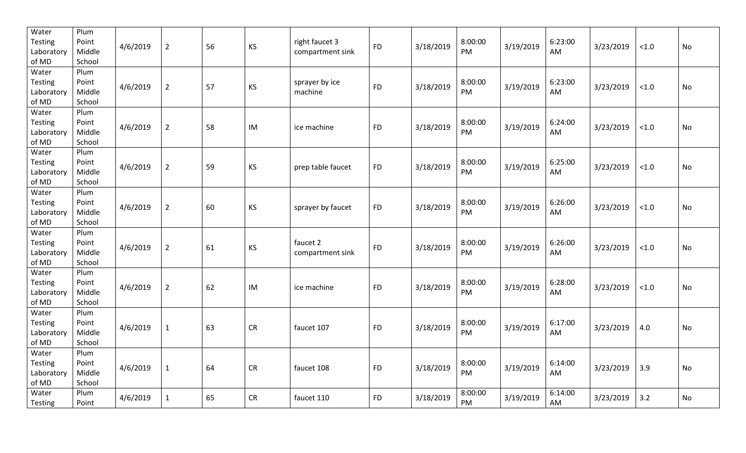| Water Testing Laboratory of MD | Plum Point Middle School | 4/6/2019 | 2 | 56 | KS | right faucet 3 compartment sink | FD | 3/18/2019 | 8:00:00 PM | 3/19/2019 | 6:23:00 AM | 3/23/2019 | <1.0 | No |
|---|---|---|---|---|---|---|---|---|---|---|---|---|---|---|
| Water Testing Laboratory of MD | Plum Point Middle School | 4/6/2019 | 2 | 57 | KS | sprayer by ice machine | FD | 3/18/2019 | 8:00:00 PM | 3/19/2019 | 6:23:00 AM | 3/23/2019 | <1.0 | No |
| Water Testing Laboratory of MD | Plum Point Middle School | 4/6/2019 | 2 | 58 | IM | ice machine | FD | 3/18/2019 | 8:00:00 PM | 3/19/2019 | 6:24:00 AM | 3/23/2019 | <1.0 | No |
| Water Testing Laboratory of MD | Plum Point Middle School | 4/6/2019 | 2 | 59 | KS | prep table faucet | FD | 3/18/2019 | 8:00:00 PM | 3/19/2019 | 6:25:00 AM | 3/23/2019 | <1.0 | No |
| Water Testing Laboratory of MD | Plum Point Middle School | 4/6/2019 | 2 | 60 | KS | sprayer by faucet | FD | 3/18/2019 | 8:00:00 PM | 3/19/2019 | 6:26:00 AM | 3/23/2019 | <1.0 | No |
| Water Testing Laboratory of MD | Plum Point Middle School | 4/6/2019 | 2 | 61 | KS | faucet 2 compartment sink | FD | 3/18/2019 | 8:00:00 PM | 3/19/2019 | 6:26:00 AM | 3/23/2019 | <1.0 | No |
| Water Testing Laboratory of MD | Plum Point Middle School | 4/6/2019 | 2 | 62 | IM | ice machine | FD | 3/18/2019 | 8:00:00 PM | 3/19/2019 | 6:28:00 AM | 3/23/2019 | <1.0 | No |
| Water Testing Laboratory of MD | Plum Point Middle School | 4/6/2019 | 1 | 63 | CR | faucet 107 | FD | 3/18/2019 | 8:00:00 PM | 3/19/2019 | 6:17:00 AM | 3/23/2019 | 4.0 | No |
| Water Testing Laboratory of MD | Plum Point Middle School | 4/6/2019 | 1 | 64 | CR | faucet 108 | FD | 3/18/2019 | 8:00:00 PM | 3/19/2019 | 6:14:00 AM | 3/23/2019 | 3.9 | No |
| Water Testing | Plum Point | 4/6/2019 | 1 | 65 | CR | faucet 110 | FD | 3/18/2019 | 8:00:00 PM | 3/19/2019 | 6:14:00 AM | 3/23/2019 | 3.2 | No |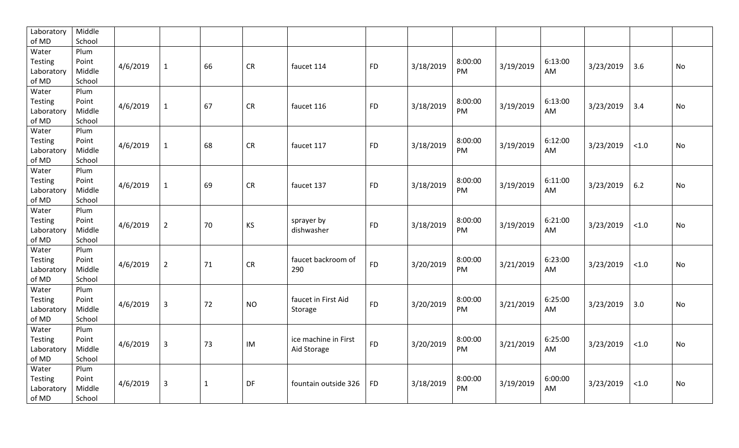| | | | | | | | | | | | | | | |
|---|---|---|---|---|---|---|---|---|---|---|---|---|---|---|
| Laboratory of MD | Middle School | | | | | | | | | | | | | |
| Water Testing Laboratory of MD | Plum Point Middle School | 4/6/2019 | 1 | 66 | CR | faucet 114 | FD | 3/18/2019 | 8:00:00 PM | 3/19/2019 | 6:13:00 AM | 3/23/2019 | 3.6 | No |
| Water Testing Laboratory of MD | Plum Point Middle School | 4/6/2019 | 1 | 67 | CR | faucet 116 | FD | 3/18/2019 | 8:00:00 PM | 3/19/2019 | 6:13:00 AM | 3/23/2019 | 3.4 | No |
| Water Testing Laboratory of MD | Plum Point Middle School | 4/6/2019 | 1 | 68 | CR | faucet 117 | FD | 3/18/2019 | 8:00:00 PM | 3/19/2019 | 6:12:00 AM | 3/23/2019 | <1.0 | No |
| Water Testing Laboratory of MD | Plum Point Middle School | 4/6/2019 | 1 | 69 | CR | faucet 137 | FD | 3/18/2019 | 8:00:00 PM | 3/19/2019 | 6:11:00 AM | 3/23/2019 | 6.2 | No |
| Water Testing Laboratory of MD | Plum Point Middle School | 4/6/2019 | 2 | 70 | KS | sprayer by dishwasher | FD | 3/18/2019 | 8:00:00 PM | 3/19/2019 | 6:21:00 AM | 3/23/2019 | <1.0 | No |
| Water Testing Laboratory of MD | Plum Point Middle School | 4/6/2019 | 2 | 71 | CR | faucet backroom of 290 | FD | 3/20/2019 | 8:00:00 PM | 3/21/2019 | 6:23:00 AM | 3/23/2019 | <1.0 | No |
| Water Testing Laboratory of MD | Plum Point Middle School | 4/6/2019 | 3 | 72 | NO | faucet in First Aid Storage | FD | 3/20/2019 | 8:00:00 PM | 3/21/2019 | 6:25:00 AM | 3/23/2019 | 3.0 | No |
| Water Testing Laboratory of MD | Plum Point Middle School | 4/6/2019 | 3 | 73 | IM | ice machine in First Aid Storage | FD | 3/20/2019 | 8:00:00 PM | 3/21/2019 | 6:25:00 AM | 3/23/2019 | <1.0 | No |
| Water Testing Laboratory of MD | Plum Point Middle School | 4/6/2019 | 3 | 1 | DF | fountain outside 326 | FD | 3/18/2019 | 8:00:00 PM | 3/19/2019 | 6:00:00 AM | 3/23/2019 | <1.0 | No |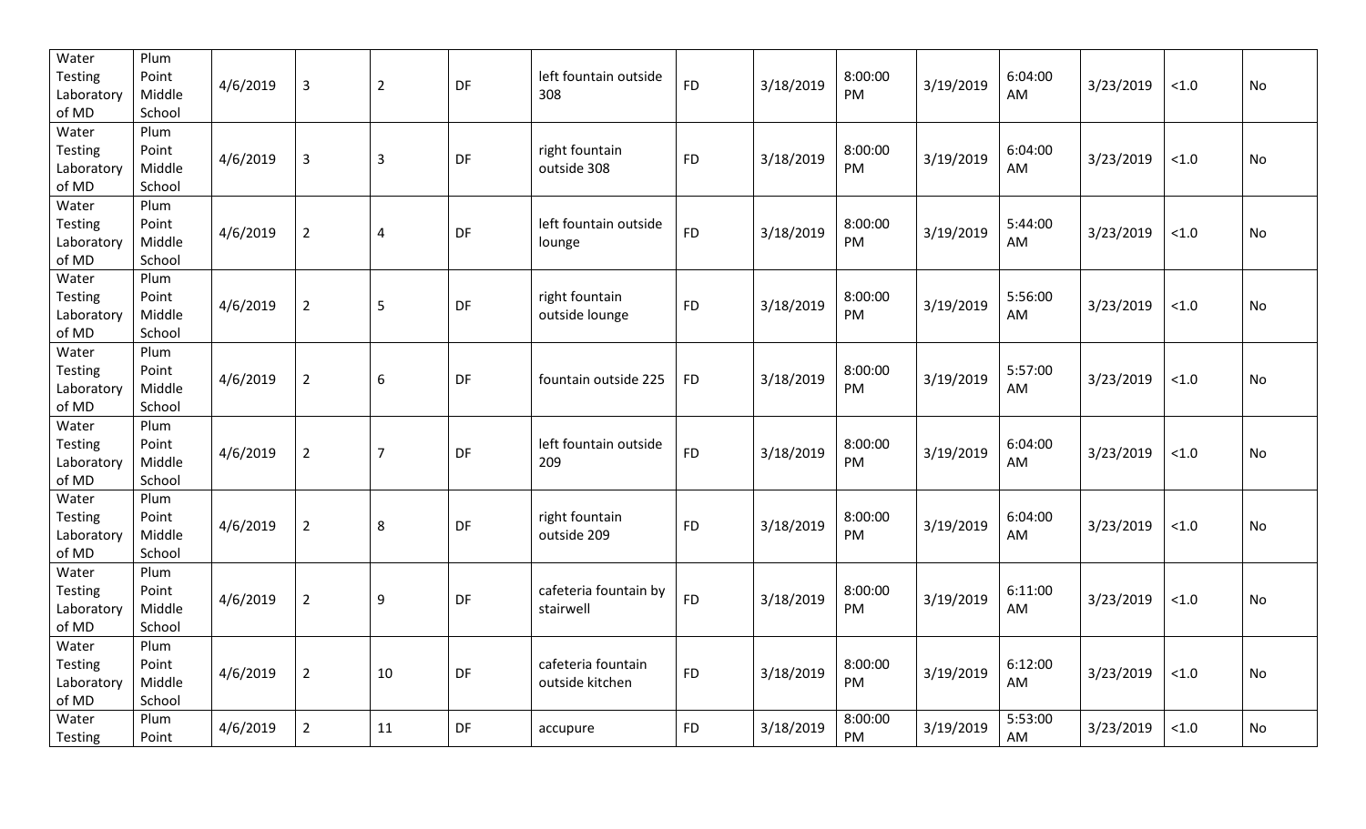| Water Testing Laboratory of MD | Plum Point Middle School | 4/6/2019 | 3 | 2 | DF | left fountain outside 308 | FD | 3/18/2019 | 8:00:00 PM | 3/19/2019 | 6:04:00 AM | 3/23/2019 | <1.0 | No |
|---|---|---|---|---|---|---|---|---|---|---|---|---|---|---|
| Water Testing Laboratory of MD | Plum Point Middle School | 4/6/2019 | 3 | 3 | DF | right fountain outside 308 | FD | 3/18/2019 | 8:00:00 PM | 3/19/2019 | 6:04:00 AM | 3/23/2019 | <1.0 | No |
| Water Testing Laboratory of MD | Plum Point Middle School | 4/6/2019 | 2 | 4 | DF | left fountain outside lounge | FD | 3/18/2019 | 8:00:00 PM | 3/19/2019 | 5:44:00 AM | 3/23/2019 | <1.0 | No |
| Water Testing Laboratory of MD | Plum Point Middle School | 4/6/2019 | 2 | 5 | DF | right fountain outside lounge | FD | 3/18/2019 | 8:00:00 PM | 3/19/2019 | 5:56:00 AM | 3/23/2019 | <1.0 | No |
| Water Testing Laboratory of MD | Plum Point Middle School | 4/6/2019 | 2 | 6 | DF | fountain outside 225 | FD | 3/18/2019 | 8:00:00 PM | 3/19/2019 | 5:57:00 AM | 3/23/2019 | <1.0 | No |
| Water Testing Laboratory of MD | Plum Point Middle School | 4/6/2019 | 2 | 7 | DF | left fountain outside 209 | FD | 3/18/2019 | 8:00:00 PM | 3/19/2019 | 6:04:00 AM | 3/23/2019 | <1.0 | No |
| Water Testing Laboratory of MD | Plum Point Middle School | 4/6/2019 | 2 | 8 | DF | right fountain outside 209 | FD | 3/18/2019 | 8:00:00 PM | 3/19/2019 | 6:04:00 AM | 3/23/2019 | <1.0 | No |
| Water Testing Laboratory of MD | Plum Point Middle School | 4/6/2019 | 2 | 9 | DF | cafeteria fountain by stairwell | FD | 3/18/2019 | 8:00:00 PM | 3/19/2019 | 6:11:00 AM | 3/23/2019 | <1.0 | No |
| Water Testing Laboratory of MD | Plum Point Middle School | 4/6/2019 | 2 | 10 | DF | cafeteria fountain outside kitchen | FD | 3/18/2019 | 8:00:00 PM | 3/19/2019 | 6:12:00 AM | 3/23/2019 | <1.0 | No |
| Water Testing | Plum Point | 4/6/2019 | 2 | 11 | DF | accupure | FD | 3/18/2019 | 8:00:00 PM | 3/19/2019 | 5:53:00 AM | 3/23/2019 | <1.0 | No |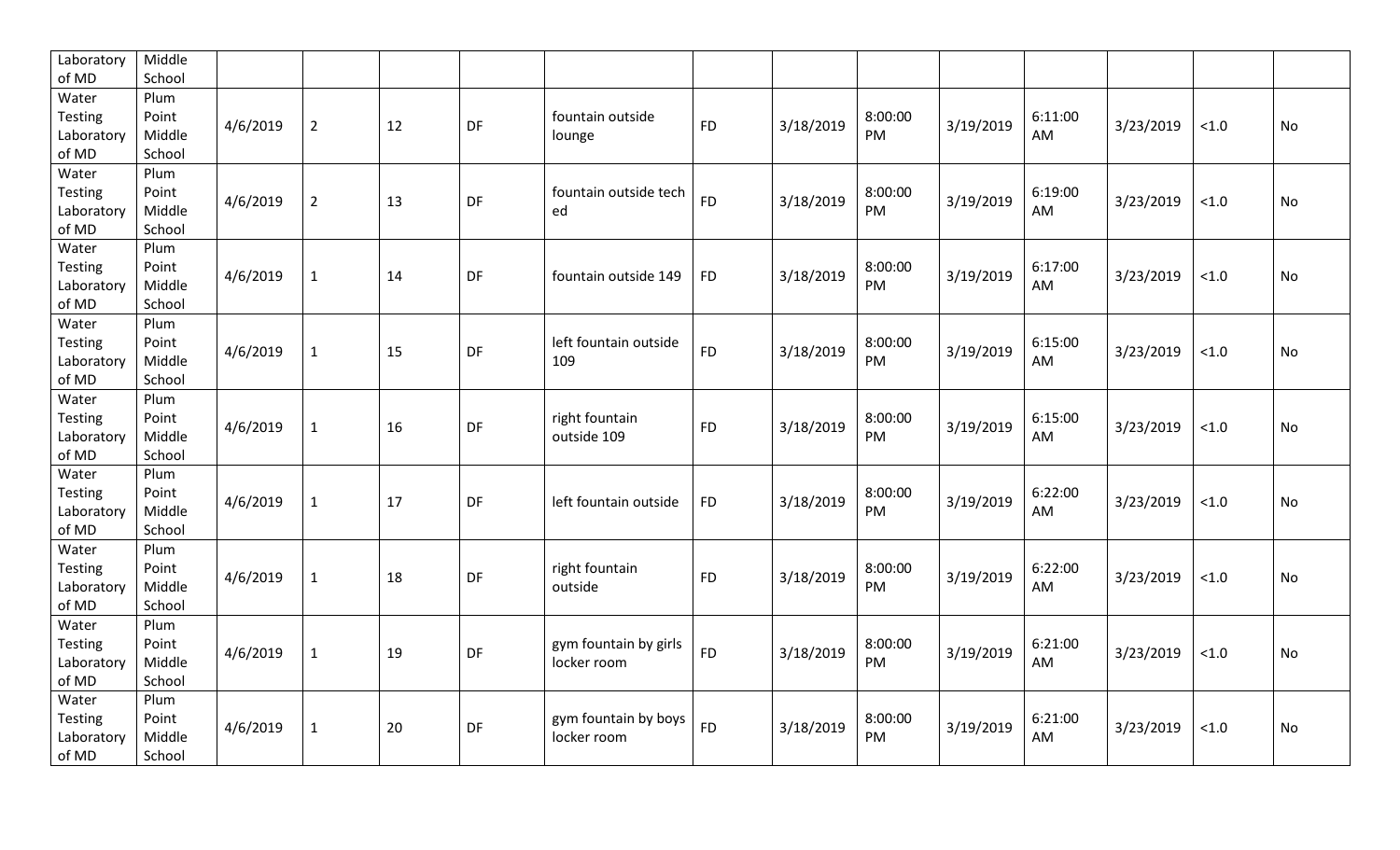| | | | | | | | | | | | | | | |
|---|---|---|---|---|---|---|---|---|---|---|---|---|---|---|
| Laboratory of MD | Middle School | | | | | | | | | | | | | |
| Water Testing Laboratory of MD | Plum Point Middle School | 4/6/2019 | 2 | 12 | DF | fountain outside lounge | FD | 3/18/2019 | 8:00:00 PM | 3/19/2019 | 6:11:00 AM | 3/23/2019 | <1.0 | No |
| Water Testing Laboratory of MD | Plum Point Middle School | 4/6/2019 | 2 | 13 | DF | fountain outside tech ed | FD | 3/18/2019 | 8:00:00 PM | 3/19/2019 | 6:19:00 AM | 3/23/2019 | <1.0 | No |
| Water Testing Laboratory of MD | Plum Point Middle School | 4/6/2019 | 1 | 14 | DF | fountain outside 149 | FD | 3/18/2019 | 8:00:00 PM | 3/19/2019 | 6:17:00 AM | 3/23/2019 | <1.0 | No |
| Water Testing Laboratory of MD | Plum Point Middle School | 4/6/2019 | 1 | 15 | DF | left fountain outside 109 | FD | 3/18/2019 | 8:00:00 PM | 3/19/2019 | 6:15:00 AM | 3/23/2019 | <1.0 | No |
| Water Testing Laboratory of MD | Plum Point Middle School | 4/6/2019 | 1 | 16 | DF | right fountain outside 109 | FD | 3/18/2019 | 8:00:00 PM | 3/19/2019 | 6:15:00 AM | 3/23/2019 | <1.0 | No |
| Water Testing Laboratory of MD | Plum Point Middle School | 4/6/2019 | 1 | 17 | DF | left fountain outside | FD | 3/18/2019 | 8:00:00 PM | 3/19/2019 | 6:22:00 AM | 3/23/2019 | <1.0 | No |
| Water Testing Laboratory of MD | Plum Point Middle School | 4/6/2019 | 1 | 18 | DF | right fountain outside | FD | 3/18/2019 | 8:00:00 PM | 3/19/2019 | 6:22:00 AM | 3/23/2019 | <1.0 | No |
| Water Testing Laboratory of MD | Plum Point Middle School | 4/6/2019 | 1 | 19 | DF | gym fountain by girls locker room | FD | 3/18/2019 | 8:00:00 PM | 3/19/2019 | 6:21:00 AM | 3/23/2019 | <1.0 | No |
| Water Testing Laboratory of MD | Plum Point Middle School | 4/6/2019 | 1 | 20 | DF | gym fountain by boys locker room | FD | 3/18/2019 | 8:00:00 PM | 3/19/2019 | 6:21:00 AM | 3/23/2019 | <1.0 | No |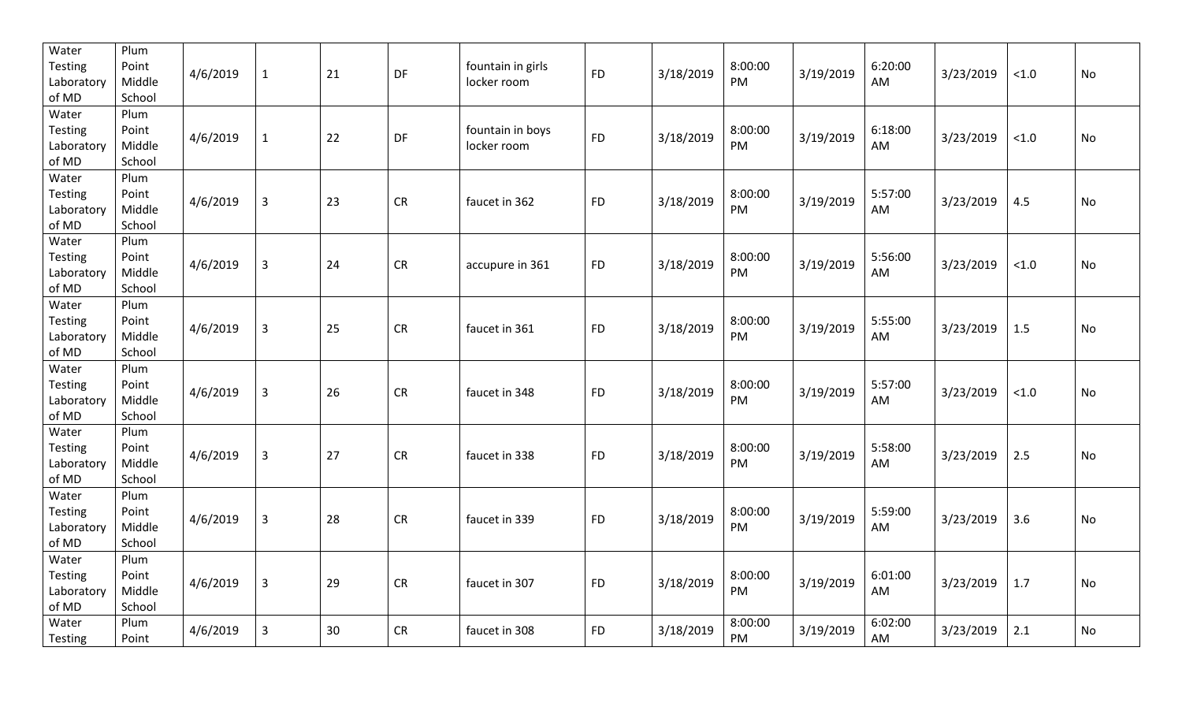| | | | | | | | | | | | | | | |
|---|---|---|---|---|---|---|---|---|---|---|---|---|---|---|
| Water Testing Laboratory of MD | Plum Point Middle School | 4/6/2019 | 1 | 21 | DF | fountain in girls locker room | FD | 3/18/2019 | 8:00:00 PM | 3/19/2019 | 6:20:00 AM | 3/23/2019 | <1.0 | No |
| Water Testing Laboratory of MD | Plum Point Middle School | 4/6/2019 | 1 | 22 | DF | fountain in boys locker room | FD | 3/18/2019 | 8:00:00 PM | 3/19/2019 | 6:18:00 AM | 3/23/2019 | <1.0 | No |
| Water Testing Laboratory of MD | Plum Point Middle School | 4/6/2019 | 3 | 23 | CR | faucet in 362 | FD | 3/18/2019 | 8:00:00 PM | 3/19/2019 | 5:57:00 AM | 3/23/2019 | 4.5 | No |
| Water Testing Laboratory of MD | Plum Point Middle School | 4/6/2019 | 3 | 24 | CR | accupure in 361 | FD | 3/18/2019 | 8:00:00 PM | 3/19/2019 | 5:56:00 AM | 3/23/2019 | <1.0 | No |
| Water Testing Laboratory of MD | Plum Point Middle School | 4/6/2019 | 3 | 25 | CR | faucet in 361 | FD | 3/18/2019 | 8:00:00 PM | 3/19/2019 | 5:55:00 AM | 3/23/2019 | 1.5 | No |
| Water Testing Laboratory of MD | Plum Point Middle School | 4/6/2019 | 3 | 26 | CR | faucet in 348 | FD | 3/18/2019 | 8:00:00 PM | 3/19/2019 | 5:57:00 AM | 3/23/2019 | <1.0 | No |
| Water Testing Laboratory of MD | Plum Point Middle School | 4/6/2019 | 3 | 27 | CR | faucet in 338 | FD | 3/18/2019 | 8:00:00 PM | 3/19/2019 | 5:58:00 AM | 3/23/2019 | 2.5 | No |
| Water Testing Laboratory of MD | Plum Point Middle School | 4/6/2019 | 3 | 28 | CR | faucet in 339 | FD | 3/18/2019 | 8:00:00 PM | 3/19/2019 | 5:59:00 AM | 3/23/2019 | 3.6 | No |
| Water Testing Laboratory of MD | Plum Point Middle School | 4/6/2019 | 3 | 29 | CR | faucet in 307 | FD | 3/18/2019 | 8:00:00 PM | 3/19/2019 | 6:01:00 AM | 3/23/2019 | 1.7 | No |
| Water Testing | Plum Point | 4/6/2019 | 3 | 30 | CR | faucet in 308 | FD | 3/18/2019 | 8:00:00 PM | 3/19/2019 | 6:02:00 AM | 3/23/2019 | 2.1 | No |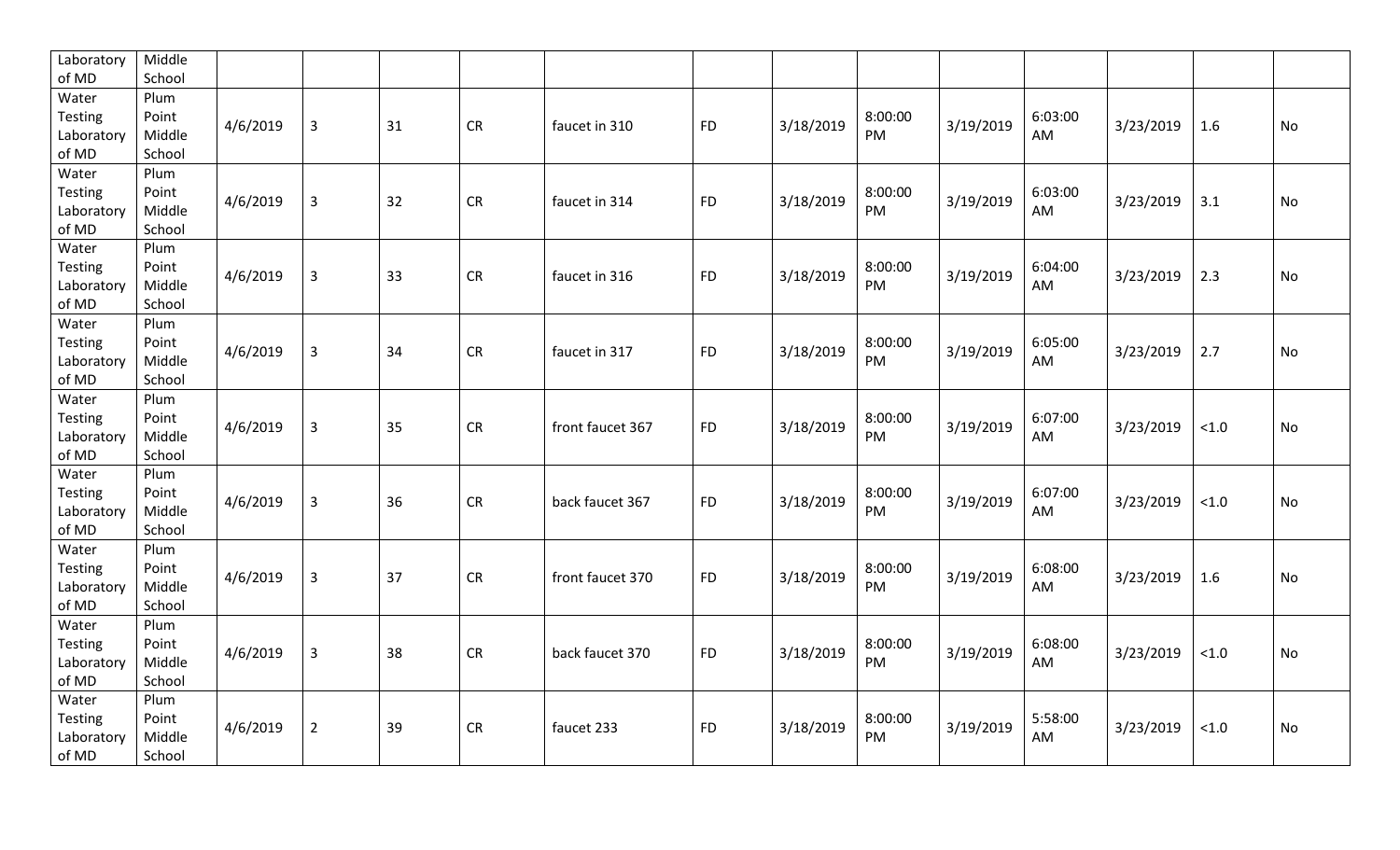| Laboratory of MD | Middle School | | | | | | | | | | | | | |
|---|---|---|---|---|---|---|---|---|---|---|---|---|---|---|
| Water Testing Laboratory of MD | Plum Point Middle School | 4/6/2019 | 3 | 31 | CR | faucet in 310 | FD | 3/18/2019 | 8:00:00 PM | 3/19/2019 | 6:03:00 AM | 3/23/2019 | 1.6 | No |
| Water Testing Laboratory of MD | Plum Point Middle School | 4/6/2019 | 3 | 32 | CR | faucet in 314 | FD | 3/18/2019 | 8:00:00 PM | 3/19/2019 | 6:03:00 AM | 3/23/2019 | 3.1 | No |
| Water Testing Laboratory of MD | Plum Point Middle School | 4/6/2019 | 3 | 33 | CR | faucet in 316 | FD | 3/18/2019 | 8:00:00 PM | 3/19/2019 | 6:04:00 AM | 3/23/2019 | 2.3 | No |
| Water Testing Laboratory of MD | Plum Point Middle School | 4/6/2019 | 3 | 34 | CR | faucet in 317 | FD | 3/18/2019 | 8:00:00 PM | 3/19/2019 | 6:05:00 AM | 3/23/2019 | 2.7 | No |
| Water Testing Laboratory of MD | Plum Point Middle School | 4/6/2019 | 3 | 35 | CR | front faucet 367 | FD | 3/18/2019 | 8:00:00 PM | 3/19/2019 | 6:07:00 AM | 3/23/2019 | <1.0 | No |
| Water Testing Laboratory of MD | Plum Point Middle School | 4/6/2019 | 3 | 36 | CR | back faucet 367 | FD | 3/18/2019 | 8:00:00 PM | 3/19/2019 | 6:07:00 AM | 3/23/2019 | <1.0 | No |
| Water Testing Laboratory of MD | Plum Point Middle School | 4/6/2019 | 3 | 37 | CR | front faucet 370 | FD | 3/18/2019 | 8:00:00 PM | 3/19/2019 | 6:08:00 AM | 3/23/2019 | 1.6 | No |
| Water Testing Laboratory of MD | Plum Point Middle School | 4/6/2019 | 3 | 38 | CR | back faucet 370 | FD | 3/18/2019 | 8:00:00 PM | 3/19/2019 | 6:08:00 AM | 3/23/2019 | <1.0 | No |
| Water Testing Laboratory of MD | Plum Point Middle School | 4/6/2019 | 2 | 39 | CR | faucet 233 | FD | 3/18/2019 | 8:00:00 PM | 3/19/2019 | 5:58:00 AM | 3/23/2019 | <1.0 | No |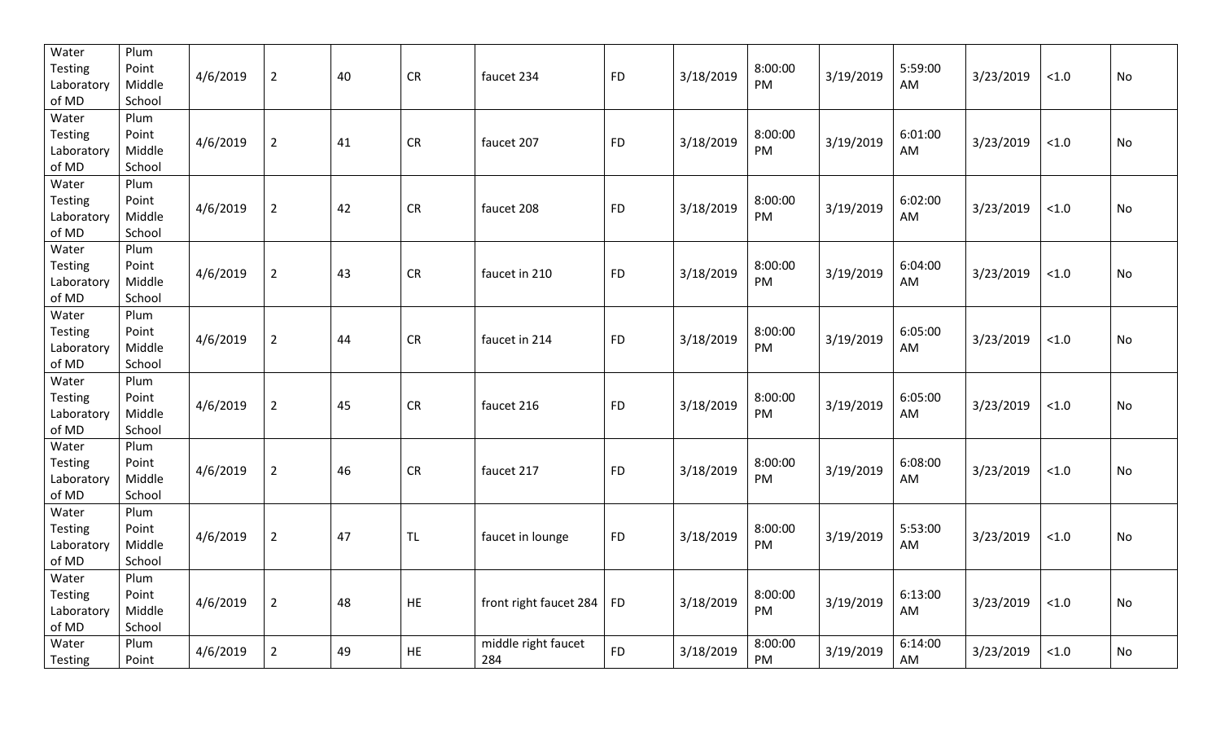| | | | | | | | | | | | | | | |
|---|---|---|---|---|---|---|---|---|---|---|---|---|---|---|
| Water Testing Laboratory of MD | Plum Point Middle School | 4/6/2019 | 2 | 40 | CR | faucet 234 | FD | 3/18/2019 | 8:00:00 PM | 3/19/2019 | 5:59:00 AM | 3/23/2019 | <1.0 | No |
| Water Testing Laboratory of MD | Plum Point Middle School | 4/6/2019 | 2 | 41 | CR | faucet 207 | FD | 3/18/2019 | 8:00:00 PM | 3/19/2019 | 6:01:00 AM | 3/23/2019 | <1.0 | No |
| Water Testing Laboratory of MD | Plum Point Middle School | 4/6/2019 | 2 | 42 | CR | faucet 208 | FD | 3/18/2019 | 8:00:00 PM | 3/19/2019 | 6:02:00 AM | 3/23/2019 | <1.0 | No |
| Water Testing Laboratory of MD | Plum Point Middle School | 4/6/2019 | 2 | 43 | CR | faucet in 210 | FD | 3/18/2019 | 8:00:00 PM | 3/19/2019 | 6:04:00 AM | 3/23/2019 | <1.0 | No |
| Water Testing Laboratory of MD | Plum Point Middle School | 4/6/2019 | 2 | 44 | CR | faucet in 214 | FD | 3/18/2019 | 8:00:00 PM | 3/19/2019 | 6:05:00 AM | 3/23/2019 | <1.0 | No |
| Water Testing Laboratory of MD | Plum Point Middle School | 4/6/2019 | 2 | 45 | CR | faucet 216 | FD | 3/18/2019 | 8:00:00 PM | 3/19/2019 | 6:05:00 AM | 3/23/2019 | <1.0 | No |
| Water Testing Laboratory of MD | Plum Point Middle School | 4/6/2019 | 2 | 46 | CR | faucet 217 | FD | 3/18/2019 | 8:00:00 PM | 3/19/2019 | 6:08:00 AM | 3/23/2019 | <1.0 | No |
| Water Testing Laboratory of MD | Plum Point Middle School | 4/6/2019 | 2 | 47 | TL | faucet in lounge | FD | 3/18/2019 | 8:00:00 PM | 3/19/2019 | 5:53:00 AM | 3/23/2019 | <1.0 | No |
| Water Testing Laboratory of MD | Plum Point Middle School | 4/6/2019 | 2 | 48 | HE | front right faucet 284 | FD | 3/18/2019 | 8:00:00 PM | 3/19/2019 | 6:13:00 AM | 3/23/2019 | <1.0 | No |
| Water Testing | Plum Point | 4/6/2019 | 2 | 49 | HE | middle right faucet 284 | FD | 3/18/2019 | 8:00:00 PM | 3/19/2019 | 6:14:00 AM | 3/23/2019 | <1.0 | No |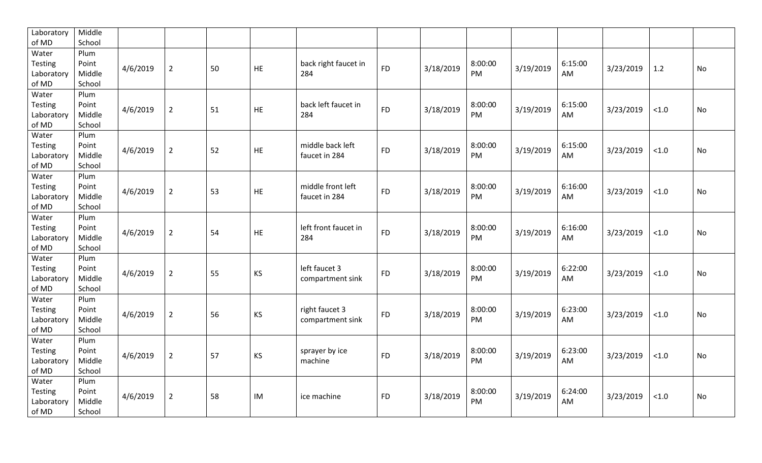| | | | | | | | | | | | | | | |
|---|---|---|---|---|---|---|---|---|---|---|---|---|---|---|
| Laboratory of MD | Middle School | | | | | | | | | | | | | |
| Water Testing Laboratory of MD | Plum Point Middle School | 4/6/2019 | 2 | 50 | HE | back right faucet in 284 | FD | 3/18/2019 | 8:00:00 PM | 3/19/2019 | 6:15:00 AM | 3/23/2019 | 1.2 | No |
| Water Testing Laboratory of MD | Plum Point Middle School | 4/6/2019 | 2 | 51 | HE | back left faucet in 284 | FD | 3/18/2019 | 8:00:00 PM | 3/19/2019 | 6:15:00 AM | 3/23/2019 | <1.0 | No |
| Water Testing Laboratory of MD | Plum Point Middle School | 4/6/2019 | 2 | 52 | HE | middle back left faucet in 284 | FD | 3/18/2019 | 8:00:00 PM | 3/19/2019 | 6:15:00 AM | 3/23/2019 | <1.0 | No |
| Water Testing Laboratory of MD | Plum Point Middle School | 4/6/2019 | 2 | 53 | HE | middle front left faucet in 284 | FD | 3/18/2019 | 8:00:00 PM | 3/19/2019 | 6:16:00 AM | 3/23/2019 | <1.0 | No |
| Water Testing Laboratory of MD | Plum Point Middle School | 4/6/2019 | 2 | 54 | HE | left front faucet in 284 | FD | 3/18/2019 | 8:00:00 PM | 3/19/2019 | 6:16:00 AM | 3/23/2019 | <1.0 | No |
| Water Testing Laboratory of MD | Plum Point Middle School | 4/6/2019 | 2 | 55 | KS | left faucet 3 compartment sink | FD | 3/18/2019 | 8:00:00 PM | 3/19/2019 | 6:22:00 AM | 3/23/2019 | <1.0 | No |
| Water Testing Laboratory of MD | Plum Point Middle School | 4/6/2019 | 2 | 56 | KS | right faucet 3 compartment sink | FD | 3/18/2019 | 8:00:00 PM | 3/19/2019 | 6:23:00 AM | 3/23/2019 | <1.0 | No |
| Water Testing Laboratory of MD | Plum Point Middle School | 4/6/2019 | 2 | 57 | KS | sprayer by ice machine | FD | 3/18/2019 | 8:00:00 PM | 3/19/2019 | 6:23:00 AM | 3/23/2019 | <1.0 | No |
| Water Testing Laboratory of MD | Plum Point Middle School | 4/6/2019 | 2 | 58 | IM | ice machine | FD | 3/18/2019 | 8:00:00 PM | 3/19/2019 | 6:24:00 AM | 3/23/2019 | <1.0 | No |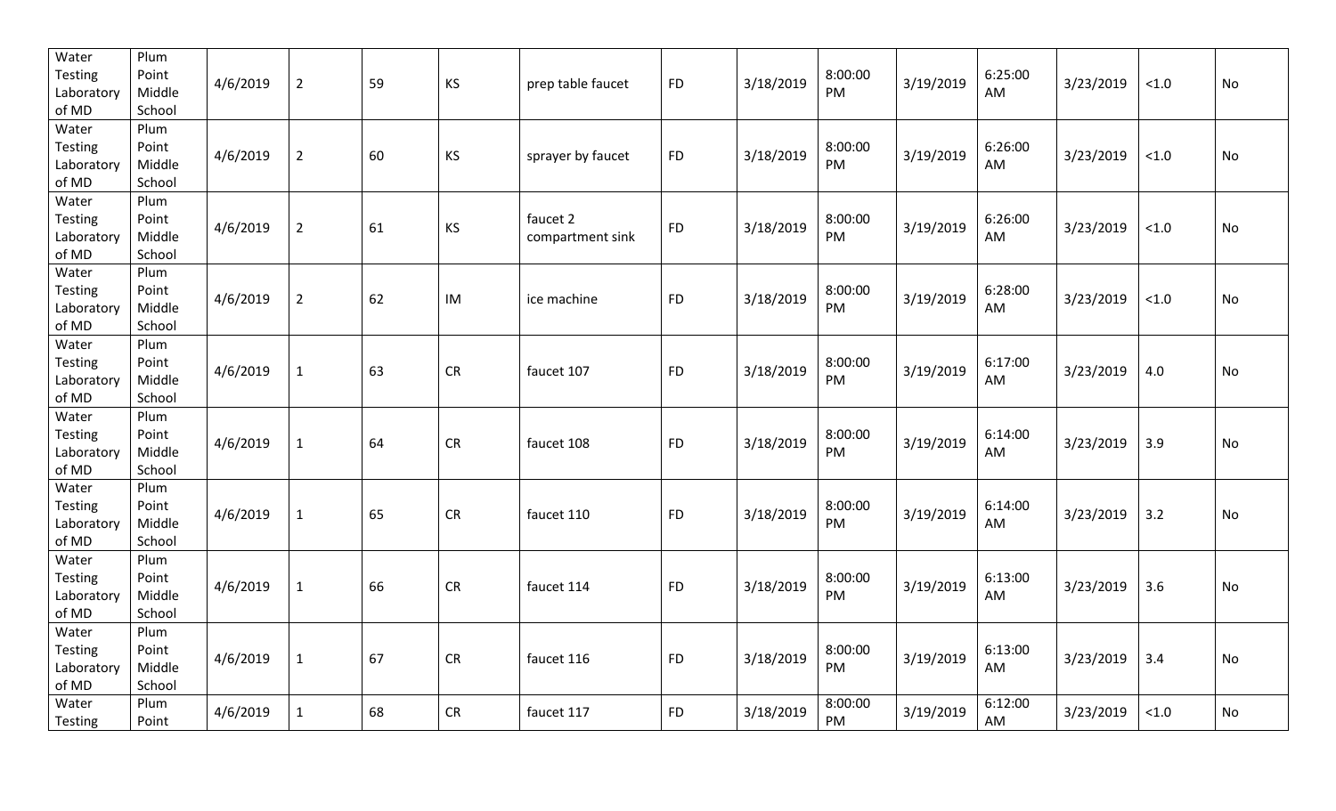| Water Testing Laboratory of MD | Plum Point Middle School | 4/6/2019 | 2 | 59 | KS | prep table faucet | FD | 3/18/2019 | 8:00:00 PM | 3/19/2019 | 6:25:00 AM | 3/23/2019 | <1.0 | No |
|---|---|---|---|---|---|---|---|---|---|---|---|---|---|---|
| Water Testing Laboratory of MD | Plum Point Middle School | 4/6/2019 | 2 | 60 | KS | sprayer by faucet | FD | 3/18/2019 | 8:00:00 PM | 3/19/2019 | 6:26:00 AM | 3/23/2019 | <1.0 | No |
| Water Testing Laboratory of MD | Plum Point Middle School | 4/6/2019 | 2 | 61 | KS | faucet 2 compartment sink | FD | 3/18/2019 | 8:00:00 PM | 3/19/2019 | 6:26:00 AM | 3/23/2019 | <1.0 | No |
| Water Testing Laboratory of MD | Plum Point Middle School | 4/6/2019 | 2 | 62 | IM | ice machine | FD | 3/18/2019 | 8:00:00 PM | 3/19/2019 | 6:28:00 AM | 3/23/2019 | <1.0 | No |
| Water Testing Laboratory of MD | Plum Point Middle School | 4/6/2019 | 1 | 63 | CR | faucet 107 | FD | 3/18/2019 | 8:00:00 PM | 3/19/2019 | 6:17:00 AM | 3/23/2019 | 4.0 | No |
| Water Testing Laboratory of MD | Plum Point Middle School | 4/6/2019 | 1 | 64 | CR | faucet 108 | FD | 3/18/2019 | 8:00:00 PM | 3/19/2019 | 6:14:00 AM | 3/23/2019 | 3.9 | No |
| Water Testing Laboratory of MD | Plum Point Middle School | 4/6/2019 | 1 | 65 | CR | faucet 110 | FD | 3/18/2019 | 8:00:00 PM | 3/19/2019 | 6:14:00 AM | 3/23/2019 | 3.2 | No |
| Water Testing Laboratory of MD | Plum Point Middle School | 4/6/2019 | 1 | 66 | CR | faucet 114 | FD | 3/18/2019 | 8:00:00 PM | 3/19/2019 | 6:13:00 AM | 3/23/2019 | 3.6 | No |
| Water Testing Laboratory of MD | Plum Point Middle School | 4/6/2019 | 1 | 67 | CR | faucet 116 | FD | 3/18/2019 | 8:00:00 PM | 3/19/2019 | 6:13:00 AM | 3/23/2019 | 3.4 | No |
| Water Testing | Plum Point | 4/6/2019 | 1 | 68 | CR | faucet 117 | FD | 3/18/2019 | 8:00:00 PM | 3/19/2019 | 6:12:00 AM | 3/23/2019 | <1.0 | No |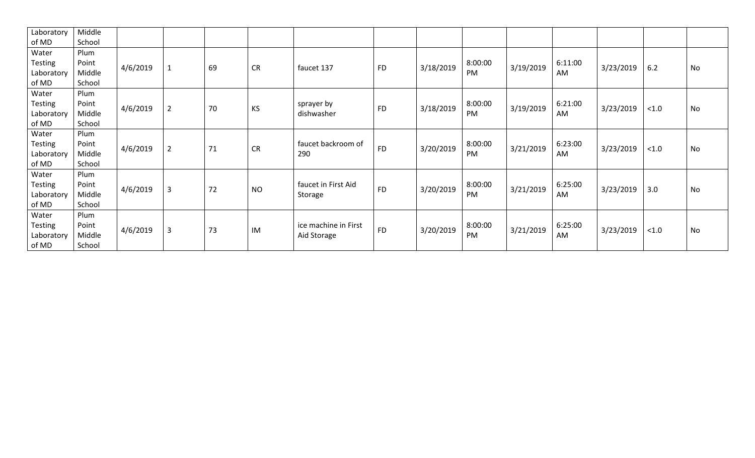| | | | | | | | | | | | | | | |
|---|---|---|---|---|---|---|---|---|---|---|---|---|---|---|
| Laboratory of MD | Middle School | | | | | | | | | | | | | |
| Water Testing Laboratory of MD | Plum Point Middle School | 4/6/2019 | 1 | 69 | CR | faucet 137 | FD | 3/18/2019 | 8:00:00 PM | 3/19/2019 | 6:11:00 AM | 3/23/2019 | 6.2 | No |
| Water Testing Laboratory of MD | Plum Point Middle School | 4/6/2019 | 2 | 70 | KS | sprayer by dishwasher | FD | 3/18/2019 | 8:00:00 PM | 3/19/2019 | 6:21:00 AM | 3/23/2019 | <1.0 | No |
| Water Testing Laboratory of MD | Plum Point Middle School | 4/6/2019 | 2 | 71 | CR | faucet backroom of 290 | FD | 3/20/2019 | 8:00:00 PM | 3/21/2019 | 6:23:00 AM | 3/23/2019 | <1.0 | No |
| Water Testing Laboratory of MD | Plum Point Middle School | 4/6/2019 | 3 | 72 | NO | faucet in First Aid Storage | FD | 3/20/2019 | 8:00:00 PM | 3/21/2019 | 6:25:00 AM | 3/23/2019 | 3.0 | No |
| Water Testing Laboratory of MD | Plum Point Middle School | 4/6/2019 | 3 | 73 | IM | ice machine in First Aid Storage | FD | 3/20/2019 | 8:00:00 PM | 3/21/2019 | 6:25:00 AM | 3/23/2019 | <1.0 | No |